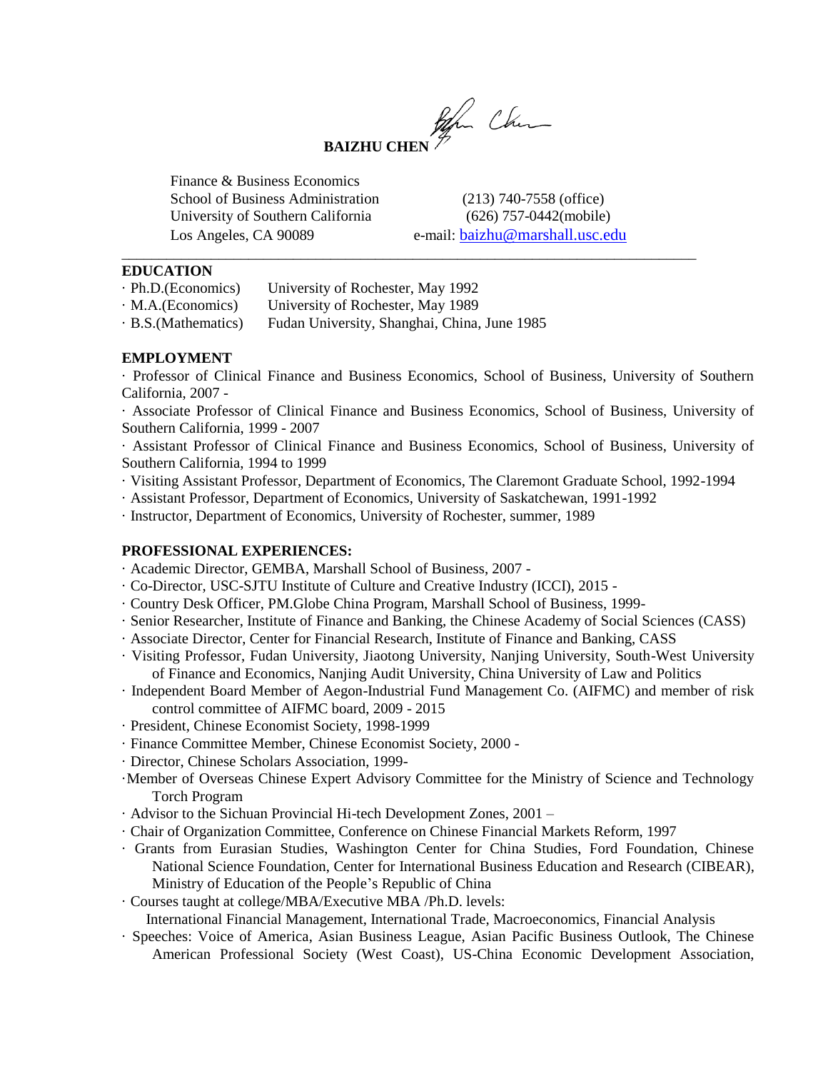# BAIZHU CHEN

Finance & Business Economics
School of Business Administration
University of Southern California
Los Angeles, CA 90089

(213) 740-7558 (office)
(626) 757-0442(mobile)
e-mail: baizhu@marshall.usc.edu

---

## EDUCATION

- Ph.D.(Economics) University of Rochester, May 1992
- M.A.(Economics) University of Rochester, May 1989
- B.S.(Mathematics) Fudan University, Shanghai, China, June 1985

## EMPLOYMENT

- Professor of Clinical Finance and Business Economics, School of Business, University of Southern California, 2007 -
- Associate Professor of Clinical Finance and Business Economics, School of Business, University of Southern California, 1999 - 2007
- Assistant Professor of Clinical Finance and Business Economics, School of Business, University of Southern California, 1994 to 1999
- Visiting Assistant Professor, Department of Economics, The Claremont Graduate School, 1992-1994
- Assistant Professor, Department of Economics, University of Saskatchewan, 1991-1992
- Instructor, Department of Economics, University of Rochester, summer, 1989

## PROFESSIONAL EXPERIENCES:

- Academic Director, GEMBA, Marshall School of Business, 2007 -
- Co-Director, USC-SJTU Institute of Culture and Creative Industry (ICCI), 2015 -
- Country Desk Officer, PM.Globe China Program, Marshall School of Business, 1999-
- Senior Researcher, Institute of Finance and Banking, the Chinese Academy of Social Sciences (CASS)
- Associate Director, Center for Financial Research, Institute of Finance and Banking, CASS
- Visiting Professor, Fudan University, Jiaotong University, Nanjing University, South-West University of Finance and Economics, Nanjing Audit University, China University of Law and Politics
- Independent Board Member of Aegon-Industrial Fund Management Co. (AIFMC) and member of risk control committee of AIFMC board, 2009 - 2015
- President, Chinese Economist Society, 1998-1999
- Finance Committee Member, Chinese Economist Society, 2000 -
- Director, Chinese Scholars Association, 1999-
- Member of Overseas Chinese Expert Advisory Committee for the Ministry of Science and Technology Torch Program
- Advisor to the Sichuan Provincial Hi-tech Development Zones, 2001 –
- Chair of Organization Committee, Conference on Chinese Financial Markets Reform, 1997
- Grants from Eurasian Studies, Washington Center for China Studies, Ford Foundation, Chinese National Science Foundation, Center for International Business Education and Research (CIBEAR), Ministry of Education of the People's Republic of China
- Courses taught at college/MBA/Executive MBA /Ph.D. levels:
  International Financial Management, International Trade, Macroeconomics, Financial Analysis
- Speeches: Voice of America, Asian Business League, Asian Pacific Business Outlook, The Chinese American Professional Society (West Coast), US-China Economic Development Association,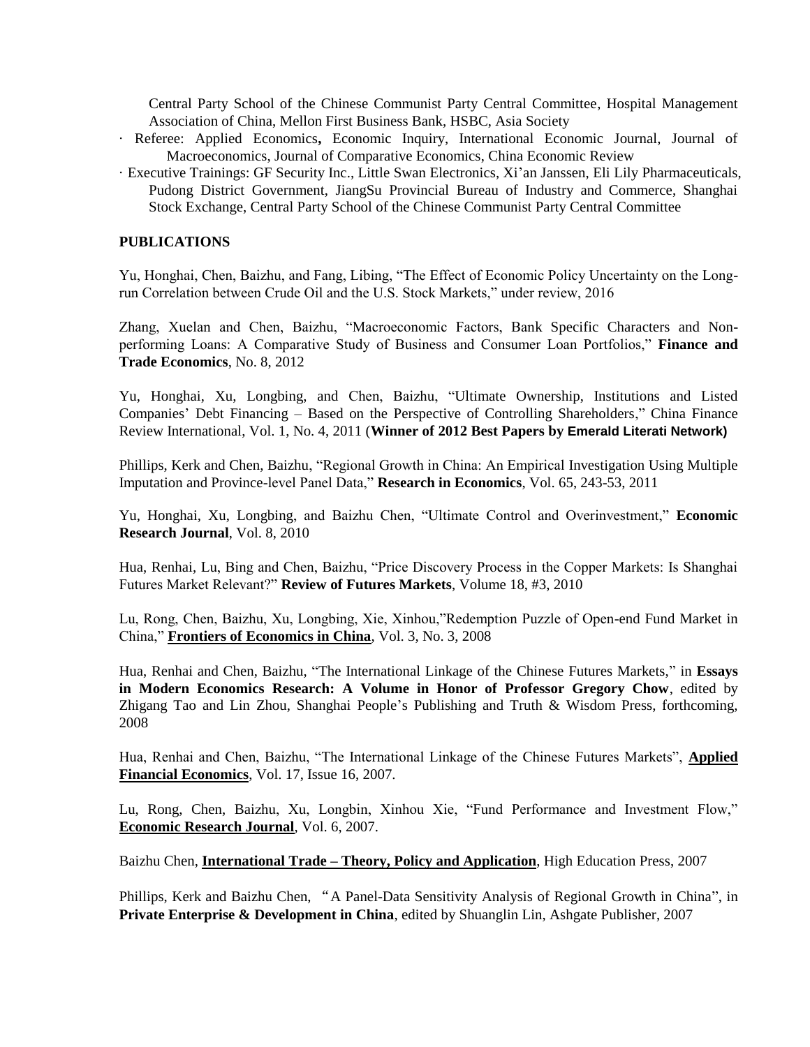Central Party School of the Chinese Communist Party Central Committee, Hospital Management Association of China, Mellon First Business Bank, HSBC, Asia Society

· Referee: Applied Economics**,** Economic Inquiry, International Economic Journal, Journal of Macroeconomics, Journal of Comparative Economics, China Economic Review

· Executive Trainings: GF Security Inc., Little Swan Electronics, Xi'an Janssen, Eli Lily Pharmaceuticals, Pudong District Government, JiangSu Provincial Bureau of Industry and Commerce, Shanghai Stock Exchange, Central Party School of the Chinese Communist Party Central Committee

**PUBLICATIONS**

Yu, Honghai, Chen, Baizhu, and Fang, Libing, "The Effect of Economic Policy Uncertainty on the Long-run Correlation between Crude Oil and the U.S. Stock Markets," under review, 2016

Zhang, Xuelan and Chen, Baizhu, "Macroeconomic Factors, Bank Specific Characters and Non-performing Loans: A Comparative Study of Business and Consumer Loan Portfolios," **Finance and Trade Economics**, No. 8, 2012

Yu, Honghai, Xu, Longbing, and Chen, Baizhu, "Ultimate Ownership, Institutions and Listed Companies' Debt Financing – Based on the Perspective of Controlling Shareholders," China Finance Review International, Vol. 1, No. 4, 2011 (**Winner of 2012 Best Papers by Emerald Literati Network)**

Phillips, Kerk and Chen, Baizhu, "Regional Growth in China: An Empirical Investigation Using Multiple Imputation and Province-level Panel Data," **Research in Economics**, Vol. 65, 243-53, 2011

Yu, Honghai, Xu, Longbing, and Baizhu Chen, "Ultimate Control and Overinvestment," **Economic Research Journal**, Vol. 8, 2010

Hua, Renhai, Lu, Bing and Chen, Baizhu, "Price Discovery Process in the Copper Markets: Is Shanghai Futures Market Relevant?" **Review of Futures Markets**, Volume 18, #3, 2010

Lu, Rong, Chen, Baizhu, Xu, Longbing, Xie, Xinhou,"Redemption Puzzle of Open-end Fund Market in China," **Frontiers of Economics in China**, Vol. 3, No. 3, 2008

Hua, Renhai and Chen, Baizhu, "The International Linkage of the Chinese Futures Markets," in **Essays in Modern Economics Research: A Volume in Honor of Professor Gregory Chow**, edited by Zhigang Tao and Lin Zhou, Shanghai People's Publishing and Truth & Wisdom Press, forthcoming, 2008

Hua, Renhai and Chen, Baizhu, "The International Linkage of the Chinese Futures Markets", **Applied Financial Economics**, Vol. 17, Issue 16, 2007.

Lu, Rong, Chen, Baizhu, Xu, Longbin, Xinhou Xie, "Fund Performance and Investment Flow," **Economic Research Journal**, Vol. 6, 2007.

Baizhu Chen, **International Trade – Theory, Policy and Application**, High Education Press, 2007

Phillips, Kerk and Baizhu Chen, "A Panel-Data Sensitivity Analysis of Regional Growth in China", in **Private Enterprise & Development in China**, edited by Shuanglin Lin, Ashgate Publisher, 2007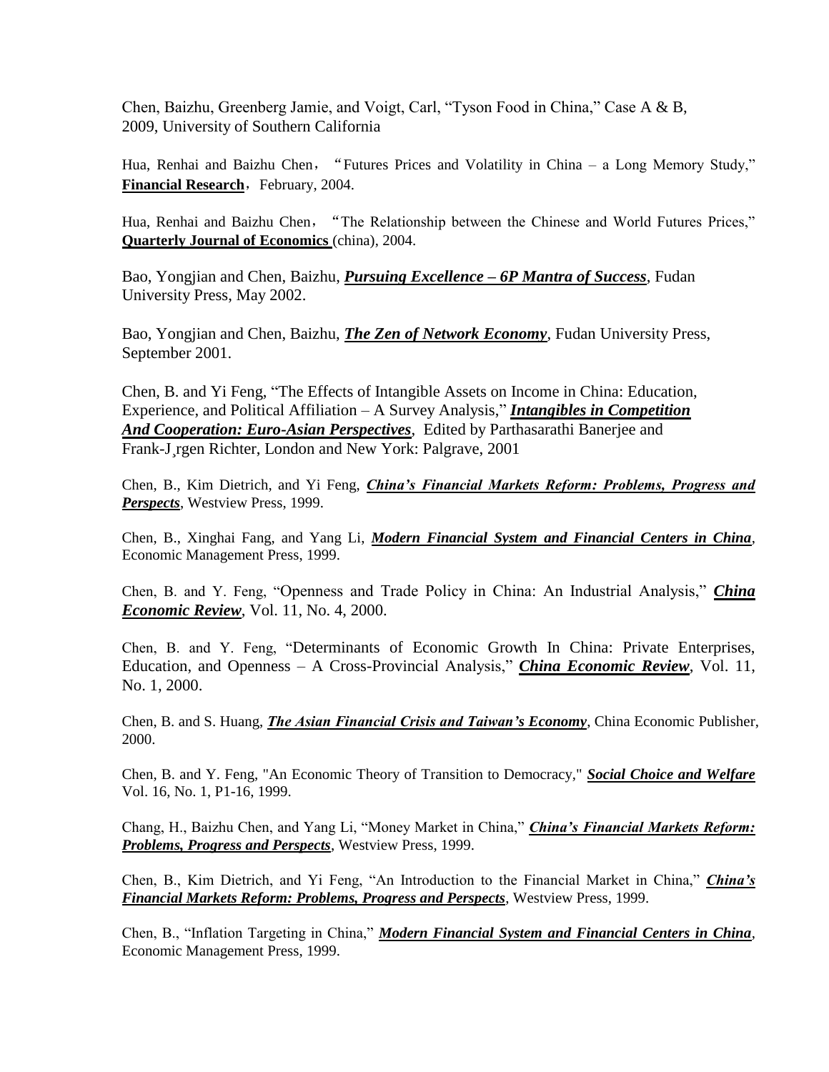Chen, Baizhu, Greenberg Jamie, and Voigt, Carl, “Tyson Food in China,” Case A & B, 2009, University of Southern California

Hua, Renhai and Baizhu Chen，“Futures Prices and Volatility in China – a Long Memory Study,” **Financial Research**，February, 2004.

Hua, Renhai and Baizhu Chen，“The Relationship between the Chinese and World Futures Prices,” **Quarterly Journal of Economics** (china), 2004.

Bao, Yongjian and Chen, Baizhu, ***Pursuing Excellence – 6P Mantra of Success***, Fudan University Press, May 2002.

Bao, Yongjian and Chen, Baizhu, ***The Zen of Network Economy***, Fudan University Press, September 2001.

Chen, B. and Yi Feng, “The Effects of Intangible Assets on Income in China: Education, Experience, and Political Affiliation – A Survey Analysis,” ***Intangibles in Competition And Cooperation: Euro-Asian Perspectives***, Edited by Parthasarathi Banerjee and Frank-J¸rgen Richter, London and New York: Palgrave, 2001

Chen, B., Kim Dietrich, and Yi Feng, ***China’s Financial Markets Reform: Problems, Progress and Perspects***, Westview Press, 1999.

Chen, B., Xinghai Fang, and Yang Li, ***Modern Financial System and Financial Centers in China***, Economic Management Press, 1999.

Chen, B. and Y. Feng, “Openness and Trade Policy in China: An Industrial Analysis,” ***China Economic Review***, Vol. 11, No. 4, 2000.

Chen, B. and Y. Feng, “Determinants of Economic Growth In China: Private Enterprises, Education, and Openness – A Cross-Provincial Analysis,” ***China Economic Review***, Vol. 11, No. 1, 2000.

Chen, B. and S. Huang, ***The Asian Financial Crisis and Taiwan’s Economy***, China Economic Publisher, 2000.

Chen, B. and Y. Feng, "An Economic Theory of Transition to Democracy," ***Social Choice and Welfare*** Vol. 16, No. 1, P1-16, 1999.

Chang, H., Baizhu Chen, and Yang Li, “Money Market in China,” ***China’s Financial Markets Reform: Problems, Progress and Perspects***, Westview Press, 1999.

Chen, B., Kim Dietrich, and Yi Feng, “An Introduction to the Financial Market in China,” ***China’s Financial Markets Reform: Problems, Progress and Perspects***, Westview Press, 1999.

Chen, B., “Inflation Targeting in China,” ***Modern Financial System and Financial Centers in China***, Economic Management Press, 1999.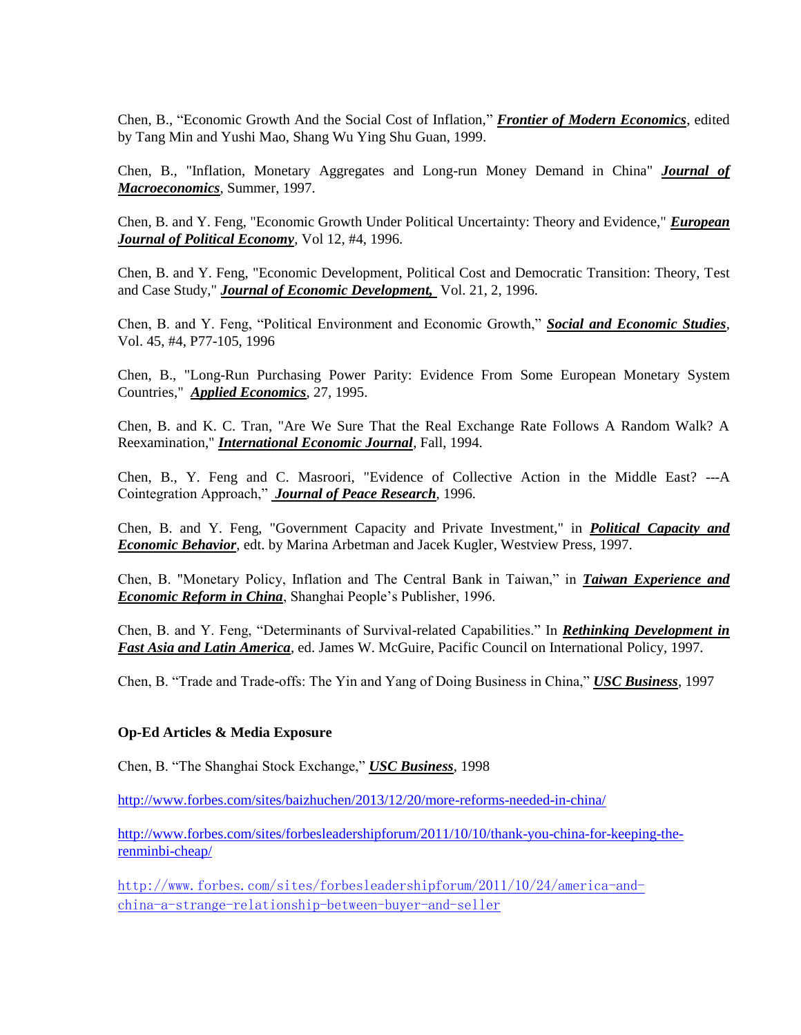Chen, B., "Economic Growth And the Social Cost of Inflation," ***Frontier of Modern Economics***, edited by Tang Min and Yushi Mao, Shang Wu Ying Shu Guan, 1999.

Chen, B., "Inflation, Monetary Aggregates and Long-run Money Demand in China" ***Journal of Macroeconomics***, Summer, 1997.

Chen, B. and Y. Feng, "Economic Growth Under Political Uncertainty: Theory and Evidence," ***European Journal of Political Economy***, Vol 12, #4, 1996.

Chen, B. and Y. Feng, "Economic Development, Political Cost and Democratic Transition: Theory, Test and Case Study," ***Journal of Economic Development,*** Vol. 21, 2, 1996.

Chen, B. and Y. Feng, "Political Environment and Economic Growth," ***Social and Economic Studies***, Vol. 45, #4, P77-105, 1996

Chen, B., "Long-Run Purchasing Power Parity: Evidence From Some European Monetary System Countries," ***Applied Economics***, 27, 1995.

Chen, B. and K. C. Tran, "Are We Sure That the Real Exchange Rate Follows A Random Walk? A Reexamination," ***International Economic Journal***, Fall, 1994.

Chen, B., Y. Feng and C. Masroori, "Evidence of Collective Action in the Middle East? ---A Cointegration Approach," ***Journal of Peace Research***, 1996.

Chen, B. and Y. Feng, "Government Capacity and Private Investment," in ***Political Capacity and Economic Behavior***, edt. by Marina Arbetman and Jacek Kugler, Westview Press, 1997.

Chen, B. "Monetary Policy, Inflation and The Central Bank in Taiwan," in ***Taiwan Experience and Economic Reform in China***, Shanghai People's Publisher, 1996.

Chen, B. and Y. Feng, "Determinants of Survival-related Capabilities." In ***Rethinking Development in Fast Asia and Latin America***, ed. James W. McGuire, Pacific Council on International Policy, 1997.

Chen, B. "Trade and Trade-offs: The Yin and Yang of Doing Business in China," ***USC Business***, 1997

**Op-Ed Articles & Media Exposure**

Chen, B. "The Shanghai Stock Exchange," ***USC Business***, 1998

http://www.forbes.com/sites/baizhuchen/2013/12/20/more-reforms-needed-in-china/

http://www.forbes.com/sites/forbesleadershipforum/2011/10/10/thank-you-china-for-keeping-the-renminbi-cheap/

http://www.forbes.com/sites/forbesleadershipforum/2011/10/24/america-and-china-a-strange-relationship-between-buyer-and-seller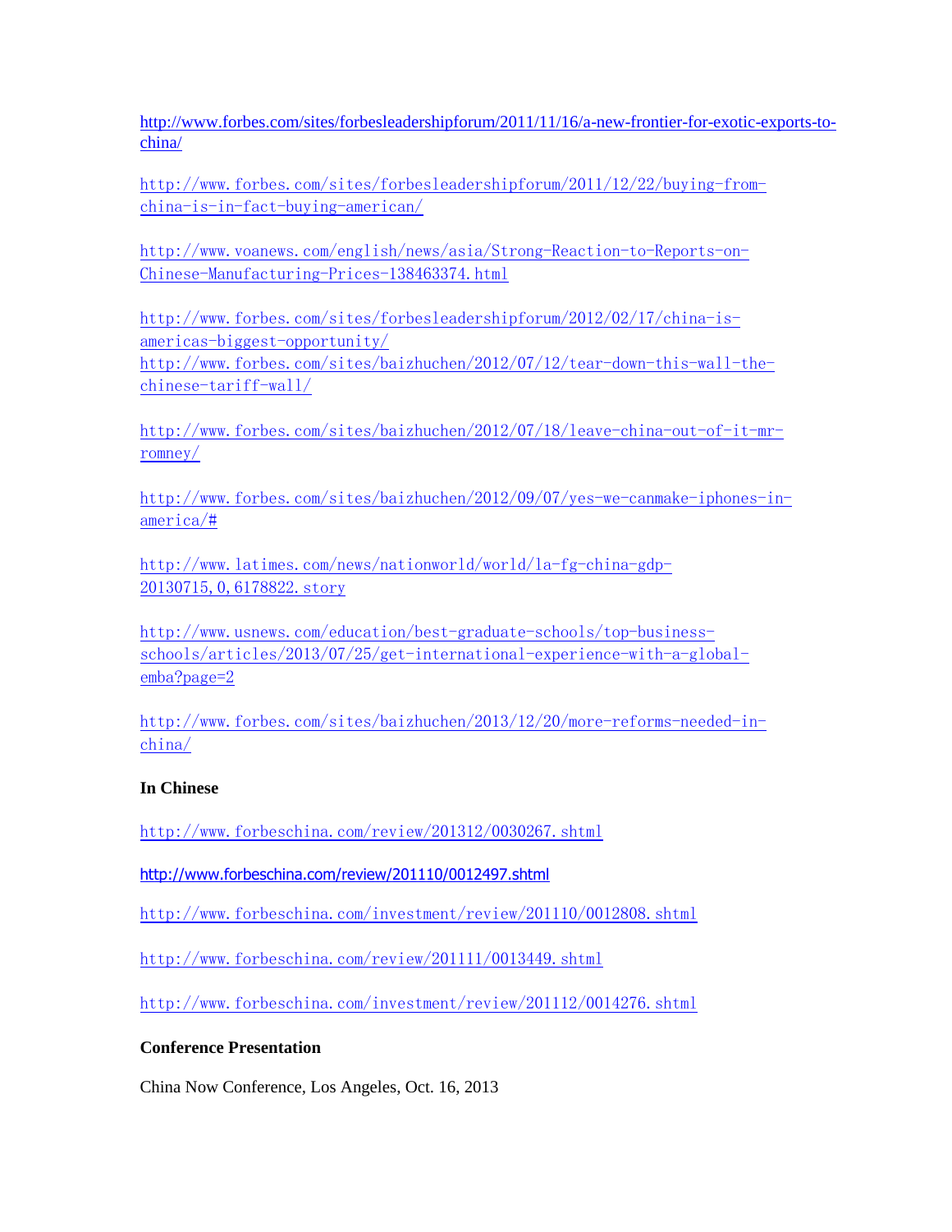http://www.forbes.com/sites/forbesleadershipforum/2011/11/16/a-new-frontier-for-exotic-exports-to-china/

http://www.forbes.com/sites/forbesleadershipforum/2011/12/22/buying-from-china-is-in-fact-buying-american/

http://www.voanews.com/english/news/asia/Strong-Reaction-to-Reports-on-Chinese-Manufacturing-Prices-138463374.html

http://www.forbes.com/sites/forbesleadershipforum/2012/02/17/china-is-americas-biggest-opportunity/
http://www.forbes.com/sites/baizhuchen/2012/07/12/tear-down-this-wall-the-chinese-tariff-wall/

http://www.forbes.com/sites/baizhuchen/2012/07/18/leave-china-out-of-it-mr-romney/

http://www.forbes.com/sites/baizhuchen/2012/09/07/yes-we-canmake-iphones-in-america/#

http://www.latimes.com/news/nationworld/world/la-fg-china-gdp-20130715,0,6178822.story

http://www.usnews.com/education/best-graduate-schools/top-business-schools/articles/2013/07/25/get-international-experience-with-a-global-emba?page=2

http://www.forbes.com/sites/baizhuchen/2013/12/20/more-reforms-needed-in-china/

**In Chinese**

http://www.forbeschina.com/review/201312/0030267.shtml

http://www.forbeschina.com/review/201110/0012497.shtml

http://www.forbeschina.com/investment/review/201110/0012808.shtml

http://www.forbeschina.com/review/201111/0013449.shtml

http://www.forbeschina.com/investment/review/201112/0014276.shtml

**Conference Presentation**

China Now Conference, Los Angeles, Oct. 16, 2013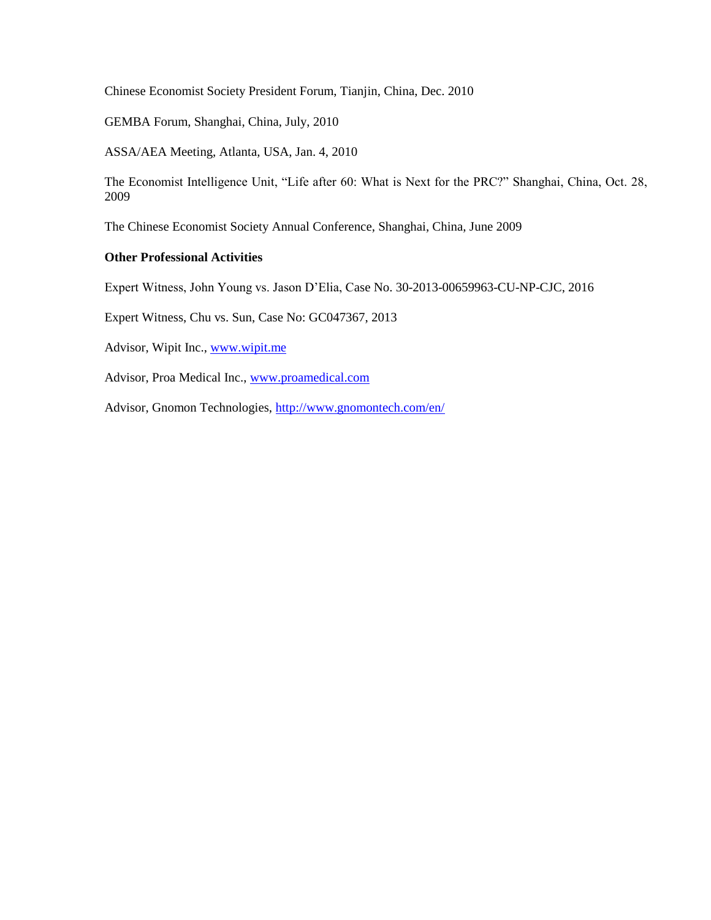Chinese Economist Society President Forum, Tianjin, China, Dec. 2010

GEMBA Forum, Shanghai, China, July, 2010

ASSA/AEA Meeting, Atlanta, USA, Jan. 4, 2010

The Economist Intelligence Unit, "Life after 60: What is Next for the PRC?" Shanghai, China, Oct. 28, 2009

The Chinese Economist Society Annual Conference, Shanghai, China, June 2009

**Other Professional Activities**

Expert Witness, John Young vs. Jason D'Elia, Case No. 30-2013-00659963-CU-NP-CJC, 2016

Expert Witness, Chu vs. Sun, Case No: GC047367, 2013

Advisor, Wipit Inc., www.wipit.me

Advisor, Proa Medical Inc., www.proamedical.com

Advisor, Gnomon Technologies, http://www.gnomontech.com/en/